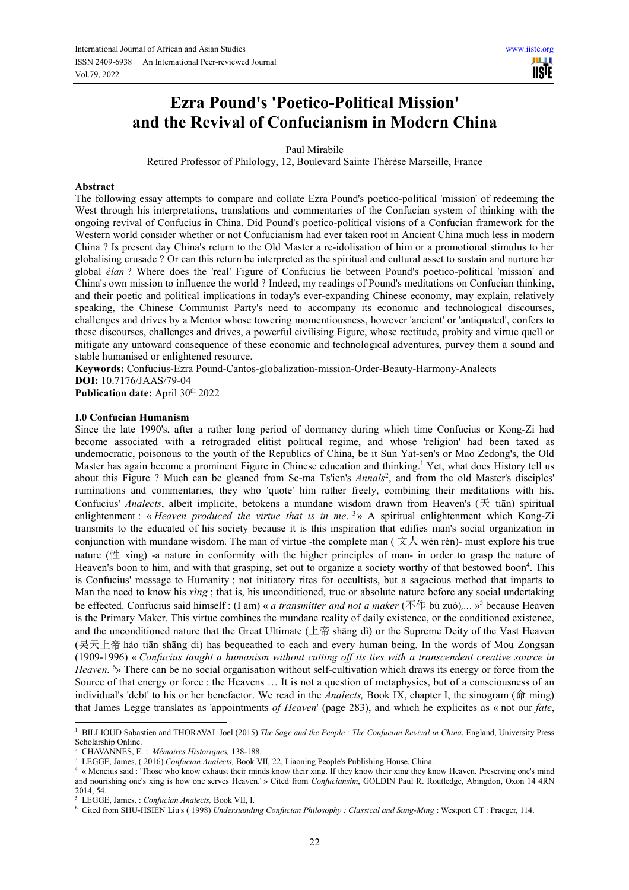# Ezra Pound's 'Poetico-Political Mission' and the Revival of Confucianism in Modern China

Paul Mirabile

Retired Professor of Philology, 12, Boulevard Sainte Thérèse Marseille, France

## Abstract

The following essay attempts to compare and collate Ezra Pound's poetico-political 'mission' of redeeming the West through his interpretations, translations and commentaries of the Confucian system of thinking with the ongoing revival of Confucius in China. Did Pound's poetico-political visions of a Confucian framework for the Western world consider whether or not Confucianism had ever taken root in Ancient China much less in modern China ? Is present day China's return to the Old Master a re-idolisation of him or a promotional stimulus to her globalising crusade ? Or can this return be interpreted as the spiritual and cultural asset to sustain and nurture her global *élan* ? Where does the 'real' Figure of Confucius lie between Pound's poetico-political 'mission' and China's own mission to influence the world ? Indeed, my readings of Pound's meditations on Confucian thinking, and their poetic and political implications in today's ever-expanding Chinese economy, may explain, relatively speaking, the Chinese Communist Party's need to accompany its economic and technological discourses, challenges and drives by a Mentor whose towering momentiousness, however 'ancient' or 'antiquated', confers to these discourses, challenges and drives, a powerful civilising Figure, whose rectitude, probity and virtue quell or mitigate any untoward consequence of these economic and technological adventures, purvey them a sound and stable humanised or enlightened resource.

**Keywords:** Confucius-Ezra Pound-Cantos-globalization-mission-Order-Beauty-Harmony-Analects

**DOI:** 10.7176/JAAS/79-04

**Publication date:** April 30th 2022

## I.0 Confucian Humanism

Since the late 1990's, after a rather long period of dormancy during which time Confucius or Kong-Zi had become associated with a retrograded elitist political regime, and whose 'religion' had been taxed as undemocratic, poisonous to the youth of the Republics of China, be it Sun Yat-sen's or Mao Zedong's, the Old Master has again become a prominent Figure in Chinese education and thinking.[1] Yet, what does History tell us about this Figure ? Much can be gleaned from Se-ma Ts'ien's *Annals*[2], and from the old Master's disciples' ruminations and commentaries, they who 'quote' him rather freely, combining their meditations with his. Confucius' *Analects*, albeit implicite, betokens a mundane wisdom drawn from Heaven's (天 tiān) spiritual enlightenment : « *Heaven produced the virtue that is in me*. [3]» A spiritual enlightenment which Kong-Zi transmits to the educated of his society because it is this inspiration that edifies man's social organization in conjunction with mundane wisdom. The man of virtue -the complete man ( 文人 wèn rèn)- must explore his true nature (性 xìng) -a nature in conformity with the higher principles of man- in order to grasp the nature of Heaven's boon to him, and with that grasping, set out to organize a society worthy of that bestowed boon[4]. This is Confucius' message to Humanity ; not initiatory rites for occultists, but a sagacious method that imparts to Man the need to know his *xìng* ; that is, his unconditioned, true or absolute nature before any social undertaking be effected. Confucius said himself : (I am) « *a transmitter and not a maker* (不作 bù zuò)*,…* »[5] because Heaven is the Primary Maker. This virtue combines the mundane reality of daily existence, or the conditioned existence, and the unconditioned nature that the Great Ultimate (上帝 shāng dì) or the Supreme Deity of the Vast Heaven (昊天上帝 hào tiān shāng dì) has bequeathed to each and every human being. In the words of Mou Zongsan (1909-1996) « *Confucius taught a humanism without cutting off its ties with a transcendent creative source in Heaven.* [6]» There can be no social organisation without self-cultivation which draws its energy or force from the Source of that energy or force : the Heavens … It is not a question of metaphysics, but of a consciousness of an individual's 'debt' to his or her benefactor. We read in the *Analects,* Book IX, chapter I, the sinogram (命 mìng) that James Legge translates as 'appointments *of Heaven*' (page 283), and which he explicites as « not our *fate*,

---

[1] BILLIOUD Sabastien and THORAVAL Joel (2015) *The Sage and the People : The Confucian Revival in China*, England, University Press Scholarship Online.

[2] CHAVANNES, E. : *Mémoires Historiques,* 138-188.

[3] LEGGE, James, ( 2016) *Confucian Analects,* Book VII, 22, Liaoning People's Publishing House, China.

[4] « Mencius said : 'Those who know exhaust their minds know their xing. If they know their xing they know Heaven. Preserving one's mind and nourishing one's xing is how one serves Heaven.' » Cited from *Confuciansim*, GOLDIN Paul R. Routledge, Abingdon, Oxon 14 4RN 2014, 54.

[5] LEGGE, James. : *Confucian Analects,* Book VII, I.

[6] Cited from SHU-HSIEN Liu's ( 1998) *Understanding Confucian Philosophy : Classical and Sung-Ming* : Westport CT : Praeger, 114.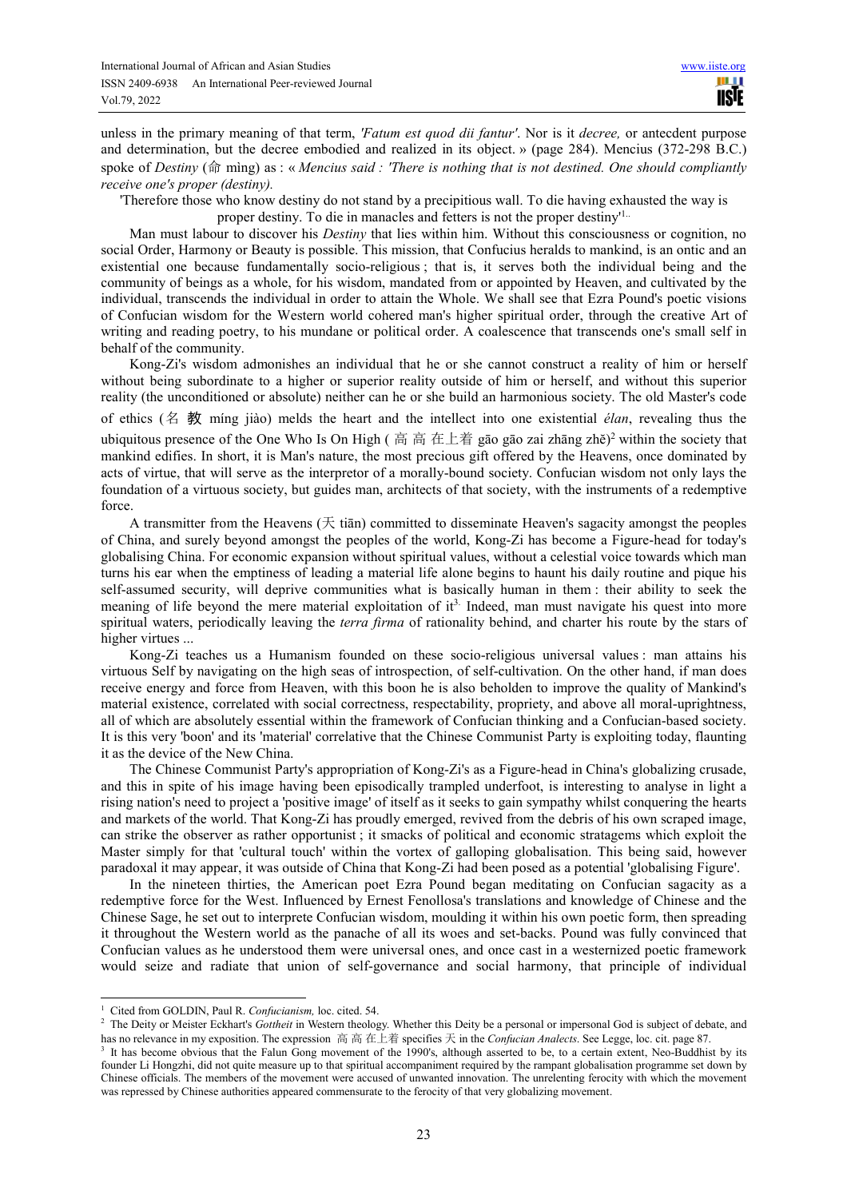unless in the primary meaning of that term, *'Fatum est quod dii fantur'*. Nor is it *decree,* or antecdent purpose and determination, but the decree embodied and realized in its object. » (page 284). Mencius (372-298 B.C.) spoke of *Destiny* (命 mìng) as : « *Mencius said : 'There is nothing that is not destined. One should compliantly receive one's proper (destiny).*

'Therefore those who know destiny do not stand by a precipitious wall. To die having exhausted the way is proper destiny. To die in manacles and fetters is not the proper destiny'[1]..

Man must labour to discover his *Destiny* that lies within him. Without this consciousness or cognition, no social Order, Harmony or Beauty is possible. This mission, that Confucius heralds to mankind, is an ontic and an existential one because fundamentally socio-religious ; that is, it serves both the individual being and the community of beings as a whole, for his wisdom, mandated from or appointed by Heaven, and cultivated by the individual, transcends the individual in order to attain the Whole. We shall see that Ezra Pound's poetic visions of Confucian wisdom for the Western world cohered man's higher spiritual order, through the creative Art of writing and reading poetry, to his mundane or political order. A coalescence that transcends one's small self in behalf of the community.

Kong-Zi's wisdom admonishes an individual that he or she cannot construct a reality of him or herself without being subordinate to a higher or superior reality outside of him or herself, and without this superior reality (the unconditioned or absolute) neither can he or she build an harmonious society. The old Master's code of ethics (名 教 míng jiào) melds the heart and the intellect into one existential *élan*, revealing thus the ubiquitous presence of the One Who Is On High ( 高 高 在上着 gāo gāo zai zhāng zhě)[2] within the society that mankind edifies. In short, it is Man's nature, the most precious gift offered by the Heavens, once dominated by acts of virtue, that will serve as the interpretor of a morally-bound society. Confucian wisdom not only lays the foundation of a virtuous society, but guides man, architects of that society, with the instruments of a redemptive force.

A transmitter from the Heavens (天 tiān) committed to disseminate Heaven's sagacity amongst the peoples of China, and surely beyond amongst the peoples of the world, Kong-Zi has become a Figure-head for today's globalising China. For economic expansion without spiritual values, without a celestial voice towards which man turns his ear when the emptiness of leading a material life alone begins to haunt his daily routine and pique his self-assumed security, will deprive communities what is basically human in them : their ability to seek the meaning of life beyond the mere material exploitation of it[3]. Indeed, man must navigate his quest into more spiritual waters, periodically leaving the *terra firma* of rationality behind, and charter his route by the stars of higher virtues ...

Kong-Zi teaches us a Humanism founded on these socio-religious universal values : man attains his virtuous Self by navigating on the high seas of introspection, of self-cultivation. On the other hand, if man does receive energy and force from Heaven, with this boon he is also beholden to improve the quality of Mankind's material existence, correlated with social correctness, respectability, propriety, and above all moral-uprightness, all of which are absolutely essential within the framework of Confucian thinking and a Confucian-based society. It is this very 'boon' and its 'material' correlative that the Chinese Communist Party is exploiting today, flaunting it as the device of the New China.

The Chinese Communist Party's appropriation of Kong-Zi's as a Figure-head in China's globalizing crusade, and this in spite of his image having been episodically trampled underfoot, is interesting to analyse in light a rising nation's need to project a 'positive image' of itself as it seeks to gain sympathy whilst conquering the hearts and markets of the world. That Kong-Zi has proudly emerged, revived from the debris of his own scraped image, can strike the observer as rather opportunist ; it smacks of political and economic stratagems which exploit the Master simply for that 'cultural touch' within the vortex of galloping globalisation. This being said, however paradoxal it may appear, it was outside of China that Kong-Zi had been posed as a potential 'globalising Figure'.

In the nineteen thirties, the American poet Ezra Pound began meditating on Confucian sagacity as a redemptive force for the West. Influenced by Ernest Fenollosa's translations and knowledge of Chinese and the Chinese Sage, he set out to interprete Confucian wisdom, moulding it within his own poetic form, then spreading it throughout the Western world as the panache of all its woes and set-backs. Pound was fully convinced that Confucian values as he understood them were universal ones, and once cast in a westernized poetic framework would seize and radiate that union of self-governance and social harmony, that principle of individual

---

[1] Cited from GOLDIN, Paul R. *Confucianism,* loc. cited. 54.

[2] The Deity or Meister Eckhart's *Gottheit* in Western theology. Whether this Deity be a personal or impersonal God is subject of debate, and has no relevance in my exposition. The expression 高 高 在上着 specifies 天 in the *Confucian Analects*. See Legge, loc. cit. page 87.

[3] It has become obvious that the Falun Gong movement of the 1990's, although asserted to be, to a certain extent, Neo-Buddhist by its founder Li Hongzhi, did not quite measure up to that spiritual accompaniment required by the rampant globalisation programme set down by Chinese officials. The members of the movement were accused of unwanted innovation. The unrelenting ferocity with which the movement was repressed by Chinese authorities appeared commensurate to the ferocity of that very globalizing movement.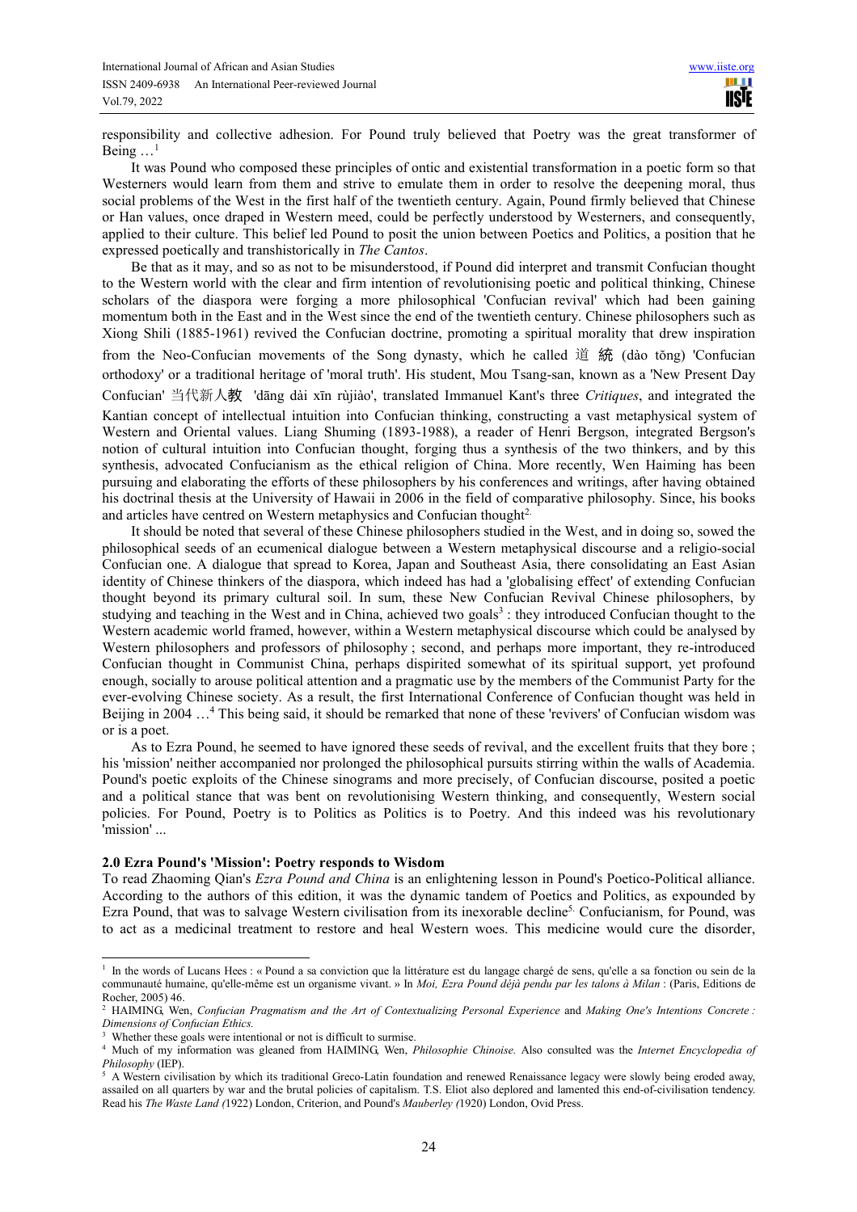responsibility and collective adhesion. For Pound truly believed that Poetry was the great transformer of Being …[1]

It was Pound who composed these principles of ontic and existential transformation in a poetic form so that Westerners would learn from them and strive to emulate them in order to resolve the deepening moral, thus social problems of the West in the first half of the twentieth century. Again, Pound firmly believed that Chinese or Han values, once draped in Western meed, could be perfectly understood by Westerners, and consequently, applied to their culture. This belief led Pound to posit the union between Poetics and Politics, a position that he expressed poetically and transhistorically in *The Cantos*.

Be that as it may, and so as not to be misunderstood, if Pound did interpret and transmit Confucian thought to the Western world with the clear and firm intention of revolutionising poetic and political thinking, Chinese scholars of the diaspora were forging a more philosophical 'Confucian revival' which had been gaining momentum both in the East and in the West since the end of the twentieth century. Chinese philosophers such as Xiong Shili (1885-1961) revived the Confucian doctrine, promoting a spiritual morality that drew inspiration from the Neo-Confucian movements of the Song dynasty, which he called 道 統 (dào tǒng) 'Confucian orthodoxy' or a traditional heritage of 'moral truth'. His student, Mou Tsang-san, known as a 'New Present Day Confucian' 当代新人**教** 'dāng dài xīn rùjiào', translated Immanuel Kant's three *Critiques*, and integrated the Kantian concept of intellectual intuition into Confucian thinking, constructing a vast metaphysical system of Western and Oriental values. Liang Shuming (1893-1988), a reader of Henri Bergson, integrated Bergson's notion of cultural intuition into Confucian thought, forging thus a synthesis of the two thinkers, and by this synthesis, advocated Confucianism as the ethical religion of China. More recently, Wen Haiming has been pursuing and elaborating the efforts of these philosophers by his conferences and writings, after having obtained his doctrinal thesis at the University of Hawaii in 2006 in the field of comparative philosophy. Since, his books and articles have centred on Western metaphysics and Confucian thought[2].

It should be noted that several of these Chinese philosophers studied in the West, and in doing so, sowed the philosophical seeds of an ecumenical dialogue between a Western metaphysical discourse and a religio-social Confucian one. A dialogue that spread to Korea, Japan and Southeast Asia, there consolidating an East Asian identity of Chinese thinkers of the diaspora, which indeed has had a 'globalising effect' of extending Confucian thought beyond its primary cultural soil. In sum, these New Confucian Revival Chinese philosophers, by studying and teaching in the West and in China, achieved two goals[3] : they introduced Confucian thought to the Western academic world framed, however, within a Western metaphysical discourse which could be analysed by Western philosophers and professors of philosophy ; second, and perhaps more important, they re-introduced Confucian thought in Communist China, perhaps dispirited somewhat of its spiritual support, yet profound enough, socially to arouse political attention and a pragmatic use by the members of the Communist Party for the ever-evolving Chinese society. As a result, the first International Conference of Confucian thought was held in Beijing in 2004 …[4] This being said, it should be remarked that none of these 'revivers' of Confucian wisdom was or is a poet.

As to Ezra Pound, he seemed to have ignored these seeds of revival, and the excellent fruits that they bore ; his 'mission' neither accompanied nor prolonged the philosophical pursuits stirring within the walls of Academia. Pound's poetic exploits of the Chinese sinograms and more precisely, of Confucian discourse, posited a poetic and a political stance that was bent on revolutionising Western thinking, and consequently, Western social policies. For Pound, Poetry is to Politics as Politics is to Poetry. And this indeed was his revolutionary 'mission' ...

## 2.0 Ezra Pound's 'Mission': Poetry responds to Wisdom

To read Zhaoming Qian's *Ezra Pound and China* is an enlightening lesson in Pound's Poetico-Political alliance. According to the authors of this edition, it was the dynamic tandem of Poetics and Politics, as expounded by Ezra Pound, that was to salvage Western civilisation from its inexorable decline[5]. Confucianism, for Pound, was to act as a medicinal treatment to restore and heal Western woes. This medicine would cure the disorder,

---

[1] In the words of Lucans Hees : « Pound a sa conviction que la littérature est du langage chargé de sens, qu'elle a sa fonction ou sein de la communauté humaine, qu'elle-même est un organisme vivant. » In *Moi, Ezra Pound déjà pendu par les talons à Milan* : (Paris, Editions de Rocher, 2005) 46.

[2] HAIMING, Wen, *Confucian Pragmatism and the Art of Contextualizing Personal Experience* and *Making One's Intentions Concrete : Dimensions of Confucian Ethics.*

[3] Whether these goals were intentional or not is difficult to surmise.

[4] Much of my information was gleaned from HAIMING, Wen, *Philosophie Chinoise.* Also consulted was the *Internet Encyclopedia of Philosophy* (IEP).

[5] A Western civilisation by which its traditional Greco-Latin foundation and renewed Renaissance legacy were slowly being eroded away, assailed on all quarters by war and the brutal policies of capitalism. T.S. Eliot also deplored and lamented this end-of-civilisation tendency. Read his *The Waste Land (*1922) London, Criterion, and Pound's *Mauberley (*1920) London, Ovid Press.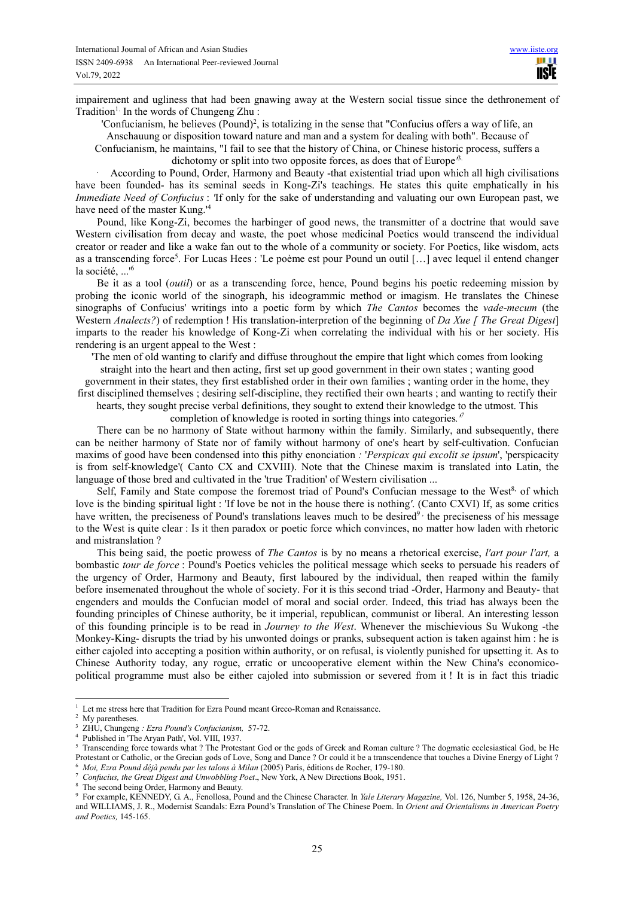impairement and ugliness that had been gnawing away at the Western social tissue since the dethronement of Tradition[1]. In the words of Chungeng Zhu :

> 'Confucianism, he believes (Pound)[2], is totalizing in the sense that "Confucius offers a way of life, an Anschauung or disposition toward nature and man and a system for dealing with both". Because of Confucianism, he maintains, "I fail to see that the history of China, or Chinese historic process, suffers a dichotomy or split into two opposite forces, as does that of Europe'[3].

According to Pound, Order, Harmony and Beauty -that existential triad upon which all high civilisations have been founded- has its seminal seeds in Kong-Zi's teachings. He states this quite emphatically in his *Immediate Need of Confucius* : 'If only for the sake of understanding and valuating our own European past, we have need of the master Kung.'[4]

Pound, like Kong-Zi, becomes the harbinger of good news, the transmitter of a doctrine that would save Western civilisation from decay and waste, the poet whose medicinal Poetics would transcend the individual creator or reader and like a wake fan out to the whole of a community or society. For Poetics, like wisdom, acts as a transcending force[5]. For Lucas Hees : 'Le poème est pour Pound un outil […] avec lequel il entend changer la société, ...'[6]

Be it as a tool (*outil*) or as a transcending force, hence, Pound begins his poetic redeeming mission by probing the iconic world of the sinograph, his ideogrammic method or imagism. He translates the Chinese sinographs of Confucius' writings into a poetic form by which *The Cantos* becomes the *vade-mecum* (the Western *Analects?*) of redemption ! His translation-interpretion of the beginning of *Da Xue [ The Great Digest*] imparts to the reader his knowledge of Kong-Zi when correlating the individual with his or her society. His rendering is an urgent appeal to the West :

> 'The men of old wanting to clarify and diffuse throughout the empire that light which comes from looking straight into the heart and then acting, first set up good government in their own states ; wanting good government in their states, they first established order in their own families ; wanting order in the home, they first disciplined themselves ; desiring self-discipline, they rectified their own hearts ; and wanting to rectify their hearts, they sought precise verbal definitions, they sought to extend their knowledge to the utmost. This completion of knowledge is rooted in sorting things into categories.'[7]

There can be no harmony of State without harmony within the family. Similarly, and subsequently, there can be neither harmony of State nor of family without harmony of one's heart by self-cultivation. Confucian maxims of good have been condensed into this pithy enonciation : '*Perspicax qui excolit se ipsum*', 'perspicacity is from self-knowledge'( Canto CX and CXVIII). Note that the Chinese maxim is translated into Latin, the language of those bred and cultivated in the 'true Tradition' of Western civilisation ...

Self, Family and State compose the foremost triad of Pound's Confucian message to the West[8], of which love is the binding spiritual light : 'If love be not in the house there is nothing'. (Canto CXVI) If, as some critics have written, the preciseness of Pound's translations leaves much to be desired[9], the preciseness of his message to the West is quite clear : Is it then paradox or poetic force which convinces, no matter how laden with rhetoric and mistranslation ?

This being said, the poetic prowess of *The Cantos* is by no means a rhetorical exercise, *l'art pour l'art,* a bombastic *tour de force* : Pound's Poetics vehicles the political message which seeks to persuade his readers of the urgency of Order, Harmony and Beauty, first laboured by the individual, then reaped within the family before insemenated throughout the whole of society. For it is this second triad -Order, Harmony and Beauty- that engenders and moulds the Confucian model of moral and social order. Indeed, this triad has always been the founding principles of Chinese authority, be it imperial, republican, communist or liberal. An interesting lesson of this founding principle is to be read in *Journey to the West*. Whenever the mischievious Su Wukong -the Monkey-King- disrupts the triad by his unwonted doings or pranks, subsequent action is taken against him : he is either cajoled into accepting a position within authority, or on refusal, is violently punished for upsetting it. As to Chinese Authority today, any rogue, erratic or uncooperative element within the New China's economico-political programme must also be either cajoled into submission or severed from it ! It is in fact this triadic

---

[1] Let me stress here that Tradition for Ezra Pound meant Greco-Roman and Renaissance.

[2] My parentheses.

[3] ZHU, Chungeng *: Ezra Pound's Confucianism,* 57-72.

[4] Published in 'The Aryan Path', Vol. VIII, 1937.

[5] Transcending force towards what ? The Protestant God or the gods of Greek and Roman culture ? The dogmatic ecclesiastical God, be He Protestant or Catholic, or the Grecian gods of Love, Song and Dance ? Or could it be a transcendence that touches a Divine Energy of Light ?

[6] *Moi, Ezra Pound déjà pendu par les talons à Milan* (2005) Paris, éditions de Rocher, 179-180.

[7] *Confucius, the Great Digest and Unwobbling Poet*., New York, A New Directions Book, 1951.

[8] The second being Order, Harmony and Beauty.

[9] For example, KENNEDY, G. A., Fenollosa, Pound and the Chinese Character. In *Yale Literary Magazine,* Vol. 126, Number 5, 1958, 24-36, and WILLIAMS, J. R., Modernist Scandals: Ezra Pound's Translation of The Chinese Poem. In *Orient and Orientalisms in American Poetry and Poetics,* 145-165.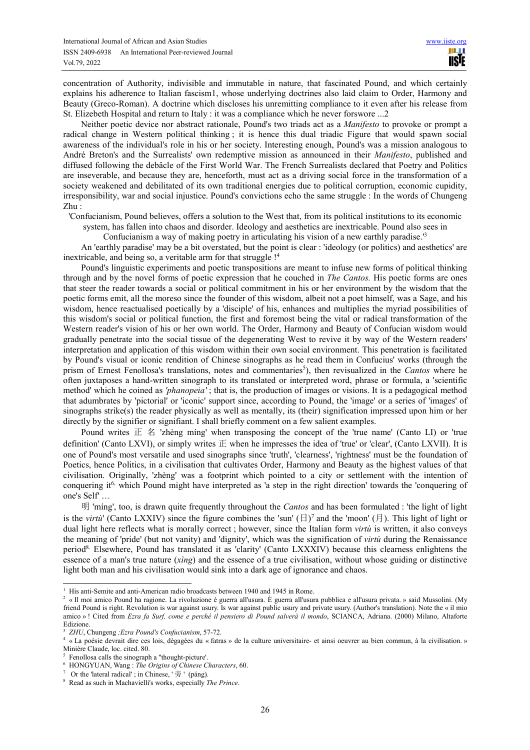concentration of Authority, indivisible and immutable in nature, that fascinated Pound, and which certainly explains his adherence to Italian fascism1, whose underlying doctrines also laid claim to Order, Harmony and Beauty (Greco-Roman). A doctrine which discloses his unremitting compliance to it even after his release from St. Elizebeth Hospital and return to Italy : it was a compliance which he never forswore ...2

Neither poetic device nor abstract rationale, Pound's two triads act as a *Manifesto* to provoke or prompt a radical change in Western political thinking ; it is hence this dual triadic Figure that would spawn social awareness of the individual's role in his or her society. Interesting enough, Pound's was a mission analogous to André Breton's and the Surrealists' own redemptive mission as announced in their *Manifesto*, published and diffused following the debâcle of the First World War. The French Surrealists declared that Poetry and Politics are inseverable, and because they are, henceforth, must act as a driving social force in the transformation of a society weakened and debilitated of its own traditional energies due to political corruption, economic cupidity, irresponsibility, war and social injustice. Pound's convictions echo the same struggle : In the words of Chungeng Zhu :

'Confucianism, Pound believes, offers a solution to the West that, from its political institutions to its economic system, has fallen into chaos and disorder. Ideology and aesthetics are inextricable. Pound also sees in Confucianism a way of making poetry in articulating his vision of a new earthly paradise.'[3]

An 'earthly paradise' may be a bit overstated, but the point is clear : 'ideology (or politics) and aesthetics' are inextricable, and being so, a veritable arm for that struggle ![4]

Pound's linguistic experiments and poetic transpositions are meant to infuse new forms of political thinking through and by the novel forms of poetic expression that he couched in *The Cantos.* His poetic forms are ones that steer the reader towards a social or political commitment in his or her environment by the wisdom that the poetic forms emit, all the moreso since the founder of this wisdom, albeit not a poet himself, was a Sage, and his wisdom, hence reactualised poetically by a 'disciple' of his, enhances and multiplies the myriad possibilities of this wisdom's social or political function, the first and foremost being the vital or radical transformation of the Western reader's vision of his or her own world. The Order, Harmony and Beauty of Confucian wisdom would gradually penetrate into the social tissue of the degenerating West to revive it by way of the Western readers' interpretation and application of this wisdom within their own social environment. This penetration is facilitated by Pound's visual or iconic rendition of Chinese sinographs as he read them in Confucius' works (through the prism of Ernest Fenollosa's translations, notes and commentaries[5]), then revisualized in the *Cantos* where he often juxtaposes a hand-written sinograph to its translated or interpreted word, phrase or formula, a 'scientific method' which he coined as *'phanopeia'* ; that is, the production of images or visions. It is a pedagogical method that adumbrates by 'pictorial' or 'iconic' support since, according to Pound, the 'image' or a series of 'images' of sinographs strike(s) the reader physically as well as mentally, its (their) signification impressed upon him or her directly by the signifier or signifiant. I shall briefly comment on a few salient examples.

Pound writes 正 名 'zhèng míng' when transposing the concept of the 'true name' (Canto LI) or 'true definition' (Canto LXVI), or simply writes 正 when he impresses the idea of 'true' or 'clear', (Canto LXVII). It is one of Pound's most versatile and used sinographs since 'truth', 'clearness', 'rightness' must be the foundation of Poetics, hence Politics, in a civilisation that cultivates Order, Harmony and Beauty as the highest values of that civilisation. Originally, 'zhèng' was a footprint which pointed to a city or settlement with the intention of conquering it[6], which Pound might have interpreted as 'a step in the right direction' towards the 'conquering of one's Self' …

明 'míng', too, is drawn quite frequently throughout the *Cantos* and has been formulated : 'the light of light is the *virtù*' (Canto LXXIV) since the figure combines the 'sun' (日)[7] and the 'moon' (月). This light of light or dual light here reflects what is morally correct ; however, since the Italian form *virtù* is written, it also conveys the meaning of 'pride' (but not vanity) and 'dignity', which was the signification of *virtù* during the Renaissance period[8]. Elsewhere, Pound has translated it as 'clarity' (Canto LXXXIV) because this clearness enlightens the essence of a man's true nature (*xìng*) and the essence of a true civilisation, without whose guiding or distinctive light both man and his civilisation would sink into a dark age of ignorance and chaos.

---

1 His anti-Semite and anti-American radio broadcasts between 1940 and 1945 in Rome.

2 « Il moi amico Pound ha ragione. La rivoluzione è guerra all'usura. È guerra all'usura pubblica e all'usura privata. » said Mussolini. (My friend Pound is right. Revolution is war against usury. Is war against public usury and private usury. (Author's translation). Note the « il mio amico » ! Cited from *Ezra fa Surf, come e perché il pensiero di Pound salverà il mondo*, SCIANCA, Adriana. (2000) Milano, Altaforte Edizione.

3 *ZHU*, Chungeng *;Ezra Pound's Confucianism*, 57-72.

4 « La poésie devrait dire ces lois, dégagées du « fatras » de la culture universitaire- et ainsi oeuvrer au bien commun, à la civilisation. » Minière Claude, loc. cited. 80.

5 Fenollosa calls the sinograph a ''thought-picture'.

6 HONGYUAN, Wang : *The Origins of Chinese Characters*, 60.

7 Or the 'lateral radical' ; in Chinese, ' 旁 ' (páng).

8 Read as such in Machavielli's works, especially *The Prince*.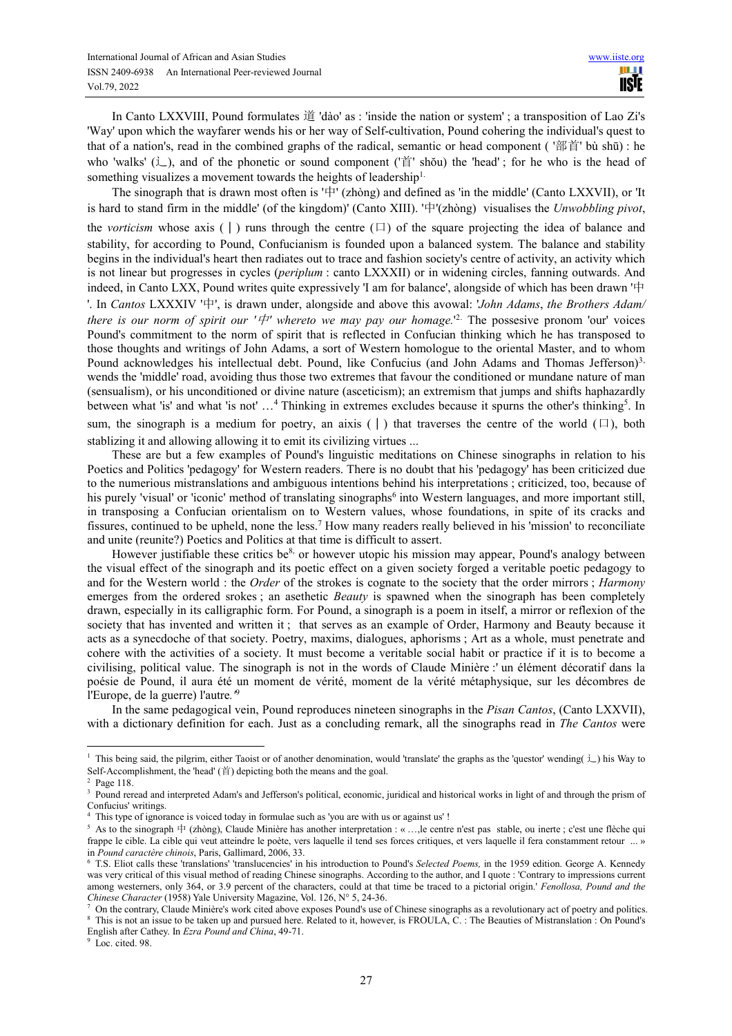In Canto LXXVIII, Pound formulates 道 'dào' as : 'inside the nation or system' ; a transposition of Lao Zi's 'Way' upon which the wayfarer wends his or her way of Self-cultivation, Pound cohering the individual's quest to that of a nation's, read in the combined graphs of the radical, semantic or head component ( '部首' bù shū) : he who 'walks' (辶), and of the phonetic or sound component ('首' shŏu) the 'head' ; for he who is the head of something visualizes a movement towards the heights of leadership[1].

The sinograph that is drawn most often is '中' (zhòng) and defined as 'in the middle' (Canto LXXVII), or 'It is hard to stand firm in the middle' (of the kingdom)' (Canto XIII). '中'(zhòng) visualises the *Unwobbling pivot*, the *vorticism* whose axis (丨) runs through the centre (口) of the square projecting the idea of balance and stability, for according to Pound, Confucianism is founded upon a balanced system. The balance and stability begins in the individual's heart then radiates out to trace and fashion society's centre of activity, an activity which is not linear but progresses in cycles (*periplum* : canto LXXXII) or in widening circles, fanning outwards. And indeed, in Canto LXX, Pound writes quite expressively 'I am for balance', alongside of which has been drawn '中'. In *Cantos* LXXXIV '中', is drawn under, alongside and above this avowal: '*John Adams*, *the Brothers Adam/ there is our norm of spirit our '中' whereto we may pay our homage.*'[2]. The possesive pronom 'our' voices Pound's commitment to the norm of spirit that is reflected in Confucian thinking which he has transposed to those thoughts and writings of John Adams, a sort of Western homologue to the oriental Master, and to whom Pound acknowledges his intellectual debt. Pound, like Confucius (and John Adams and Thomas Jefferson)[3], wends the 'middle' road, avoiding thus those two extremes that favour the conditioned or mundane nature of man (sensualism), or his unconditioned or divine nature (asceticism); an extremism that jumps and shifts haphazardly between what 'is' and what 'is not' …[4] Thinking in extremes excludes because it spurns the other's thinking[5]. In sum, the sinograph is a medium for poetry, an aixis (丨) that traverses the centre of the world (口), both stablizing it and allowing allowing it to emit its civilizing virtues ...

These are but a few examples of Pound's linguistic meditations on Chinese sinographs in relation to his Poetics and Politics 'pedagogy' for Western readers. There is no doubt that his 'pedagogy' has been criticized due to the numerious mistranslations and ambiguous intentions behind his interpretations ; criticized, too, because of his purely 'visual' or 'iconic' method of translating sinographs[6] into Western languages, and more important still, in transposing a Confucian orientalism on to Western values, whose foundations, in spite of its cracks and fissures, continued to be upheld, none the less.[7] How many readers really believed in his 'mission' to reconciliate and unite (reunite?) Poetics and Politics at that time is difficult to assert.

However justifiable these critics be[8], or however utopic his mission may appear, Pound's analogy between the visual effect of the sinograph and its poetic effect on a given society forged a veritable poetic pedagogy to and for the Western world : the *Order* of the strokes is cognate to the society that the order mirrors ; *Harmony* emerges from the ordered srokes ; an asethetic *Beauty* is spawned when the sinograph has been completely drawn, especially in its calligraphic form. For Pound, a sinograph is a poem in itself, a mirror or reflexion of the society that has invented and written it ; that serves as an example of Order, Harmony and Beauty because it acts as a synecdoche of that society. Poetry, maxims, dialogues, aphorisms ; Art as a whole, must penetrate and cohere with the activities of a society. It must become a veritable social habit or practice if it is to become a civilising, political value. The sinograph is not in the words of Claude Minière :' un élément décoratif dans la poésie de Pound, il aura été un moment de vérité, moment de la vérité métaphysique, sur les décombres de l'Europe, de la guerre) l'autre.*'*[9]

In the same pedagogical vein, Pound reproduces nineteen sinographs in the *Pisan Cantos*, (Canto LXXVII), with a dictionary definition for each. Just as a concluding remark, all the sinographs read in *The Cantos* were

---

[1] This being said, the pilgrim, either Taoist or of another denomination, would 'translate' the graphs as the 'questor' wending( 辶) his Way to Self-Accomplishment, the 'head' (首) depicting both the means and the goal.

[2] Page 118.

[3] Pound reread and interpreted Adam's and Jefferson's political, economic, juridical and historical works in light of and through the prism of Confucius' writings.

[4] This type of ignorance is voiced today in formulae such as 'you are with us or against us' !

[5] As to the sinograph 中 (zhòng), Claude Minière has another interpretation : « …,le centre n'est pas stable, ou inerte ; c'est une flèche qui frappe le cible. La cible qui veut atteindre le poète, vers laquelle il tend ses forces critiques, et vers laquelle il fera constamment retour ... » in *Pound caractère chinois*, Paris, Gallimard, 2006, 33.

[6] T.S. Eliot calls these 'translations' 'translucencies' in his introduction to Pound's *Selected Poems,* in the 1959 edition. George A. Kennedy was very critical of this visual method of reading Chinese sinographs. According to the author, and I quote : 'Contrary to impressions current among westerners, only 364, or 3.9 percent of the characters, could at that time be traced to a pictorial origin.' *Fenollosa, Pound and the Chinese Character* (1958) Yale University Magazine, Vol. 126, N° 5, 24-36.

[7] On the contrary, Claude Minière's work cited above exposes Pound's use of Chinese sinographs as a revolutionary act of poetry and politics.

[8] This is not an issue to be taken up and pursued here. Related to it, however, is FROULA, C. : The Beauties of Mistranslation : On Pound's English after Cathey. In *Ezra Pound and China*, 49-71.

[9] Loc. cited. 98.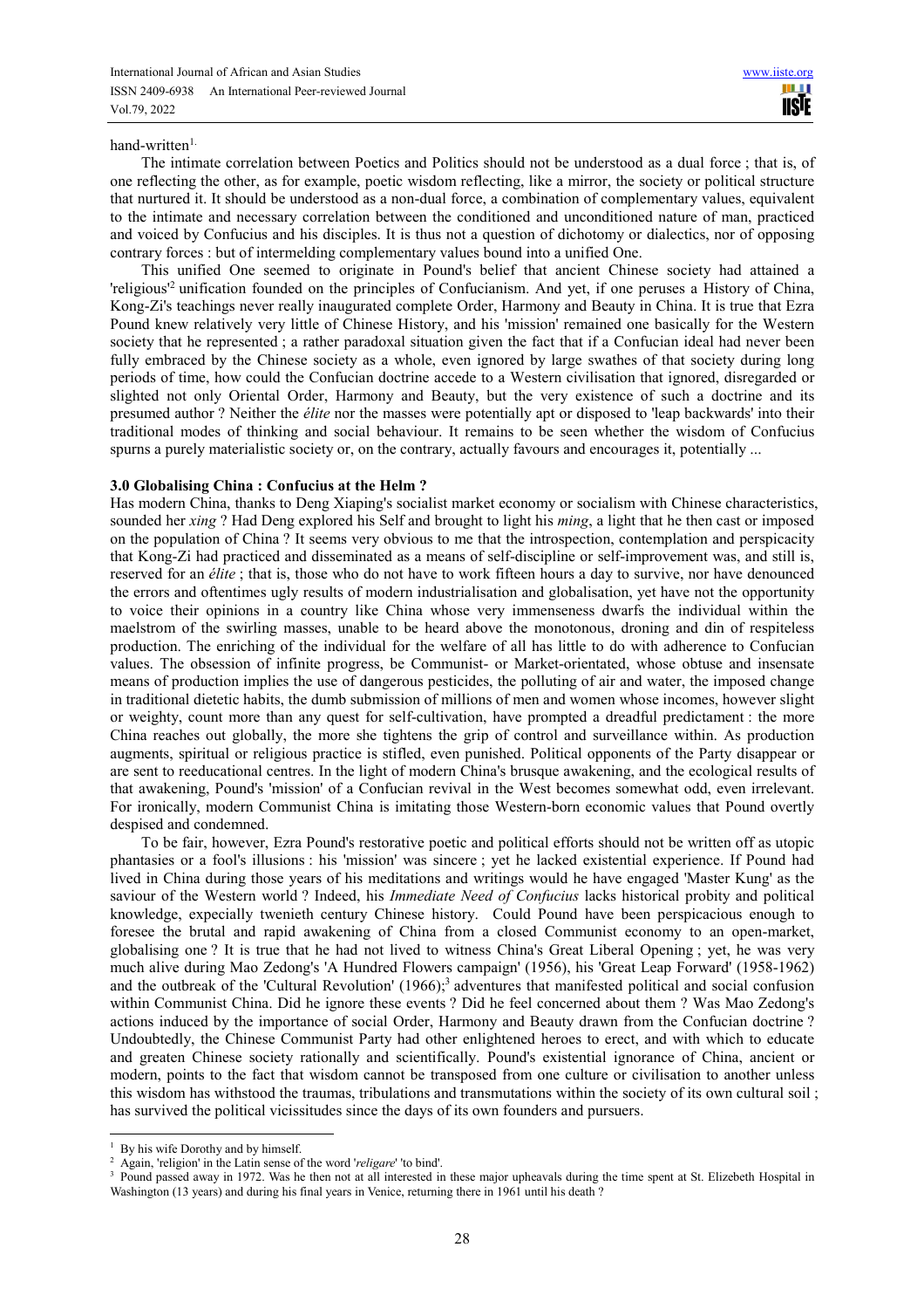hand-written[1].

The intimate correlation between Poetics and Politics should not be understood as a dual force ; that is, of one reflecting the other, as for example, poetic wisdom reflecting, like a mirror, the society or political structure that nurtured it. It should be understood as a non-dual force, a combination of complementary values, equivalent to the intimate and necessary correlation between the conditioned and unconditioned nature of man, practiced and voiced by Confucius and his disciples. It is thus not a question of dichotomy or dialectics, nor of opposing contrary forces : but of intermelding complementary values bound into a unified One.

This unified One seemed to originate in Pound's belief that ancient Chinese society had attained a 'religious'[2] unification founded on the principles of Confucianism. And yet, if one peruses a History of China, Kong-Zi's teachings never really inaugurated complete Order, Harmony and Beauty in China. It is true that Ezra Pound knew relatively very little of Chinese History, and his 'mission' remained one basically for the Western society that he represented ; a rather paradoxal situation given the fact that if a Confucian ideal had never been fully embraced by the Chinese society as a whole, even ignored by large swathes of that society during long periods of time, how could the Confucian doctrine accede to a Western civilisation that ignored, disregarded or slighted not only Oriental Order, Harmony and Beauty, but the very existence of such a doctrine and its presumed author ? Neither the *élite* nor the masses were potentially apt or disposed to 'leap backwards' into their traditional modes of thinking and social behaviour. It remains to be seen whether the wisdom of Confucius spurns a purely materialistic society or, on the contrary, actually favours and encourages it, potentially ...

### 3.0 Globalising China : Confucius at the Helm ?

Has modern China, thanks to Deng Xiaping's socialist market economy or socialism with Chinese characteristics, sounded her *xing* ? Had Deng explored his Self and brought to light his *ming*, a light that he then cast or imposed on the population of China ? It seems very obvious to me that the introspection, contemplation and perspicacity that Kong-Zi had practiced and disseminated as a means of self-discipline or self-improvement was, and still is, reserved for an *élite* ; that is, those who do not have to work fifteen hours a day to survive, nor have denounced the errors and oftentimes ugly results of modern industrialisation and globalisation, yet have not the opportunity to voice their opinions in a country like China whose very immenseness dwarfs the individual within the maelstrom of the swirling masses, unable to be heard above the monotonous, droning and din of respiteless production. The enriching of the individual for the welfare of all has little to do with adherence to Confucian values. The obsession of infinite progress, be Communist- or Market-orientated, whose obtuse and insensate means of production implies the use of dangerous pesticides, the polluting of air and water, the imposed change in traditional dietetic habits, the dumb submission of millions of men and women whose incomes, however slight or weighty, count more than any quest for self-cultivation, have prompted a dreadful predictament : the more China reaches out globally, the more she tightens the grip of control and surveillance within. As production augments, spiritual or religious practice is stifled, even punished. Political opponents of the Party disappear or are sent to reeducational centres. In the light of modern China's brusque awakening, and the ecological results of that awakening, Pound's 'mission' of a Confucian revival in the West becomes somewhat odd, even irrelevant. For ironically, modern Communist China is imitating those Western-born economic values that Pound overtly despised and condemned.

To be fair, however, Ezra Pound's restorative poetic and political efforts should not be written off as utopic phantasies or a fool's illusions : his 'mission' was sincere ; yet he lacked existential experience. If Pound had lived in China during those years of his meditations and writings would he have engaged 'Master Kung' as the saviour of the Western world ? Indeed, his *Immediate Need of Confucius* lacks historical probity and political knowledge, expecially twenieth century Chinese history. Could Pound have been perspicacious enough to foresee the brutal and rapid awakening of China from a closed Communist economy to an open-market, globalising one ? It is true that he had not lived to witness China's Great Liberal Opening ; yet, he was very much alive during Mao Zedong's 'A Hundred Flowers campaign' (1956), his 'Great Leap Forward' (1958-1962) and the outbreak of the 'Cultural Revolution' (1966);[3] adventures that manifested political and social confusion within Communist China. Did he ignore these events ? Did he feel concerned about them ? Was Mao Zedong's actions induced by the importance of social Order, Harmony and Beauty drawn from the Confucian doctrine ? Undoubtedly, the Chinese Communist Party had other enlightened heroes to erect, and with which to educate and greaten Chinese society rationally and scientifically. Pound's existential ignorance of China, ancient or modern, points to the fact that wisdom cannot be transposed from one culture or civilisation to another unless this wisdom has withstood the traumas, tribulations and transmutations within the society of its own cultural soil ; has survived the political vicissitudes since the days of its own founders and pursuers.

---

[1] By his wife Dorothy and by himself.

[2] Again, 'religion' in the Latin sense of the word '*religare*' 'to bind'.

[3] Pound passed away in 1972. Was he then not at all interested in these major upheavals during the time spent at St. Elizebeth Hospital in Washington (13 years) and during his final years in Venice, returning there in 1961 until his death ?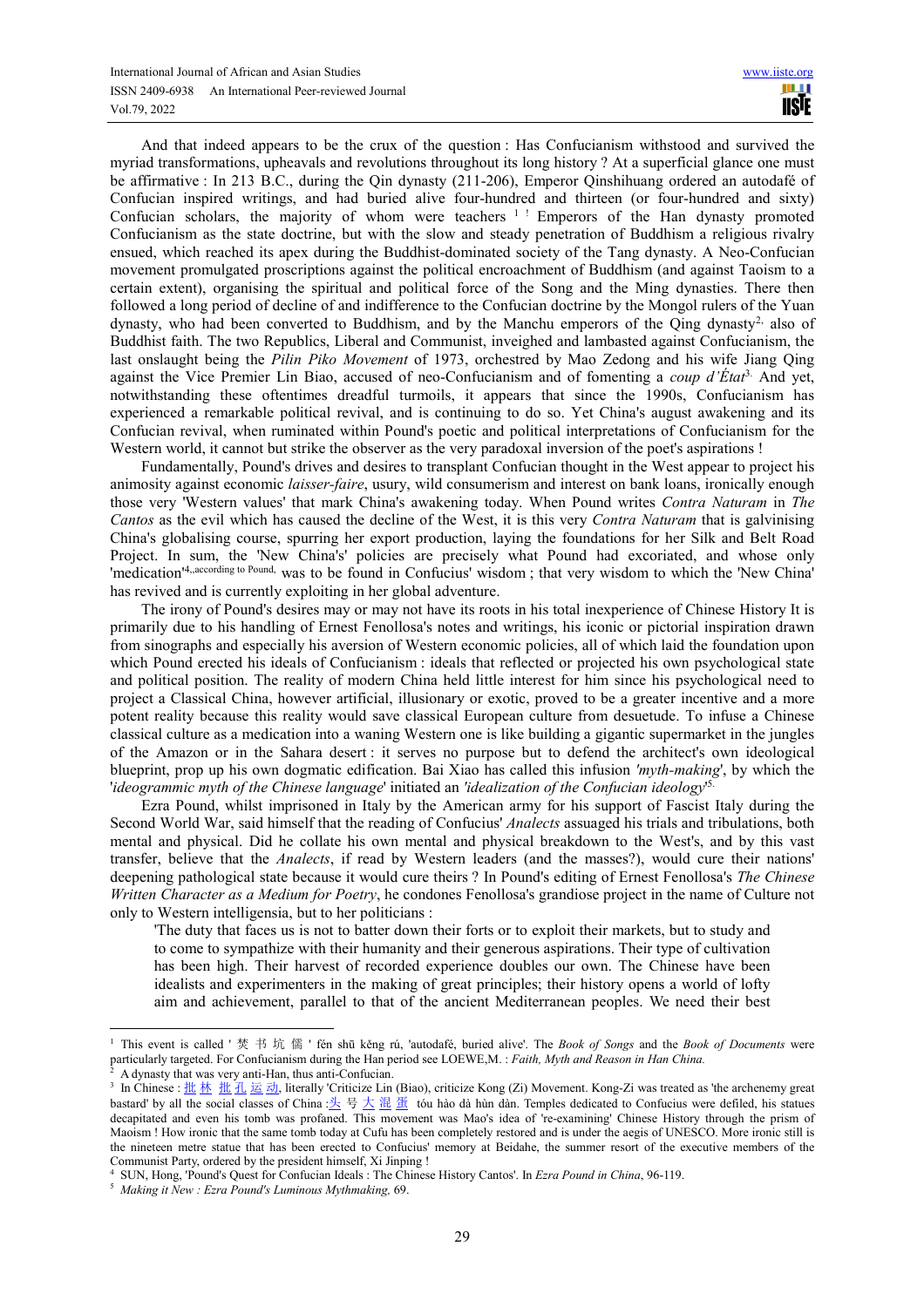And that indeed appears to be the crux of the question : Has Confucianism withstood and survived the myriad transformations, upheavals and revolutions throughout its long history ? At a superficial glance one must be affirmative : In 213 B.C., during the Qin dynasty (211-206), Emperor Qinshihuang ordered an autodafé of Confucian inspired writings, and had buried alive four-hundred and thirteen (or four-hundred and sixty) Confucian scholars, the majority of whom were teachers [1] ! Emperors of the Han dynasty promoted Confucianism as the state doctrine, but with the slow and steady penetration of Buddhism a religious rivalry ensued, which reached its apex during the Buddhist-dominated society of the Tang dynasty. A Neo-Confucian movement promulgated proscriptions against the political encroachment of Buddhism (and against Taoism to a certain extent), organising the spiritual and political force of the Song and the Ming dynasties. There then followed a long period of decline of and indifference to the Confucian doctrine by the Mongol rulers of the Yuan dynasty, who had been converted to Buddhism, and by the Manchu emperors of the Qing dynasty[2], also of Buddhist faith. The two Republics, Liberal and Communist, inveighed and lambasted against Confucianism, the last onslaught being the *Pilin Piko Movement* of 1973, orchestred by Mao Zedong and his wife Jiang Qing against the Vice Premier Lin Biao, accused of neo-Confucianism and of fomenting a *coup d'État*[3]. And yet, notwithstanding these oftentimes dreadful turmoils, it appears that since the 1990s, Confucianism has experienced a remarkable political revival, and is continuing to do so. Yet China's august awakening and its Confucian revival, when ruminated within Pound's poetic and political interpretations of Confucianism for the Western world, it cannot but strike the observer as the very paradoxal inversion of the poet's aspirations !

Fundamentally, Pound's drives and desires to transplant Confucian thought in the West appear to project his animosity against economic *laisser-faire*, usury, wild consumerism and interest on bank loans, ironically enough those very 'Western values' that mark China's awakening today. When Pound writes *Contra Naturam* in *The Cantos* as the evil which has caused the decline of the West, it is this very *Contra Naturam* that is galvinising China's globalising course, spurring her export production, laying the foundations for her Silk and Belt Road Project. In sum, the 'New China's' policies are precisely what Pound had excoriated, and whose only 'medication'[4],according to Pound, was to be found in Confucius' wisdom ; that very wisdom to which the 'New China' has revived and is currently exploiting in her global adventure.

The irony of Pound's desires may or may not have its roots in his total inexperience of Chinese History It is primarily due to his handling of Ernest Fenollosa's notes and writings, his iconic or pictorial inspiration drawn from sinographs and especially his aversion of Western economic policies, all of which laid the foundation upon which Pound erected his ideals of Confucianism : ideals that reflected or projected his own psychological state and political position. The reality of modern China held little interest for him since his psychological need to project a Classical China, however artificial, illusionary or exotic, proved to be a greater incentive and a more potent reality because this reality would save classical European culture from desuetude. To infuse a Chinese classical culture as a medication into a waning Western one is like building a gigantic supermarket in the jungles of the Amazon or in the Sahara desert : it serves no purpose but to defend the architect's own ideological blueprint, prop up his own dogmatic edification. Bai Xiao has called this infusion *'myth-making*', by which the '*ideogrammic myth of the Chinese language*' initiated an *'idealization of the Confucian ideology*'[5].

Ezra Pound, whilst imprisoned in Italy by the American army for his support of Fascist Italy during the Second World War, said himself that the reading of Confucius' *Analects* assuaged his trials and tribulations, both mental and physical. Did he collate his own mental and physical breakdown to the West's, and by this vast transfer, believe that the *Analects*, if read by Western leaders (and the masses?), would cure their nations' deepening pathological state because it would cure theirs ? In Pound's editing of Ernest Fenollosa's *The Chinese Written Character as a Medium for Poetry*, he condones Fenollosa's grandiose project in the name of Culture not only to Western intelligensia, but to her politicians :

> 'The duty that faces us is not to batter down their forts or to exploit their markets, but to study and to come to sympathize with their humanity and their generous aspirations. Their type of cultivation has been high. Their harvest of recorded experience doubles our own. The Chinese have been idealists and experimenters in the making of great principles; their history opens a world of lofty aim and achievement, parallel to that of the ancient Mediterranean peoples. We need their best

---

[1] This event is called ' 焚 书 坑 儒 ' fén shū kěng rú, 'autodafé, buried alive'. The *Book of Songs* and the *Book of Documents* were particularly targeted. For Confucianism during the Han period see LOEWE,M. : *Faith, Myth and Reason in Han China.*

[2] A dynasty that was very anti-Han, thus anti-Confucian.

[3] In Chinese : 批 林 批 孔 运 动, literally 'Criticize Lin (Biao), criticize Kong (Zi) Movement. Kong-Zi was treated as 'the archenemy great bastard' by all the social classes of China :头 号 大 混 蛋 tóu hào dà hùn dàn. Temples dedicated to Confucius were defiled, his statues decapitated and even his tomb was profaned. This movement was Mao's idea of 're-examining' Chinese History through the prism of Maoism ! How ironic that the same tomb today at Cufu has been completely restored and is under the aegis of UNESCO. More ironic still is the nineteen metre statue that has been erected to Confucius' memory at Beidahe, the summer resort of the executive members of the Communist Party, ordered by the president himself, Xi Jinping !

[4] SUN, Hong, 'Pound's Quest for Confucian Ideals : The Chinese History Cantos'. In *Ezra Pound in China*, 96-119.

[5] *Making it New : Ezra Pound's Luminous Mythmaking,* 69.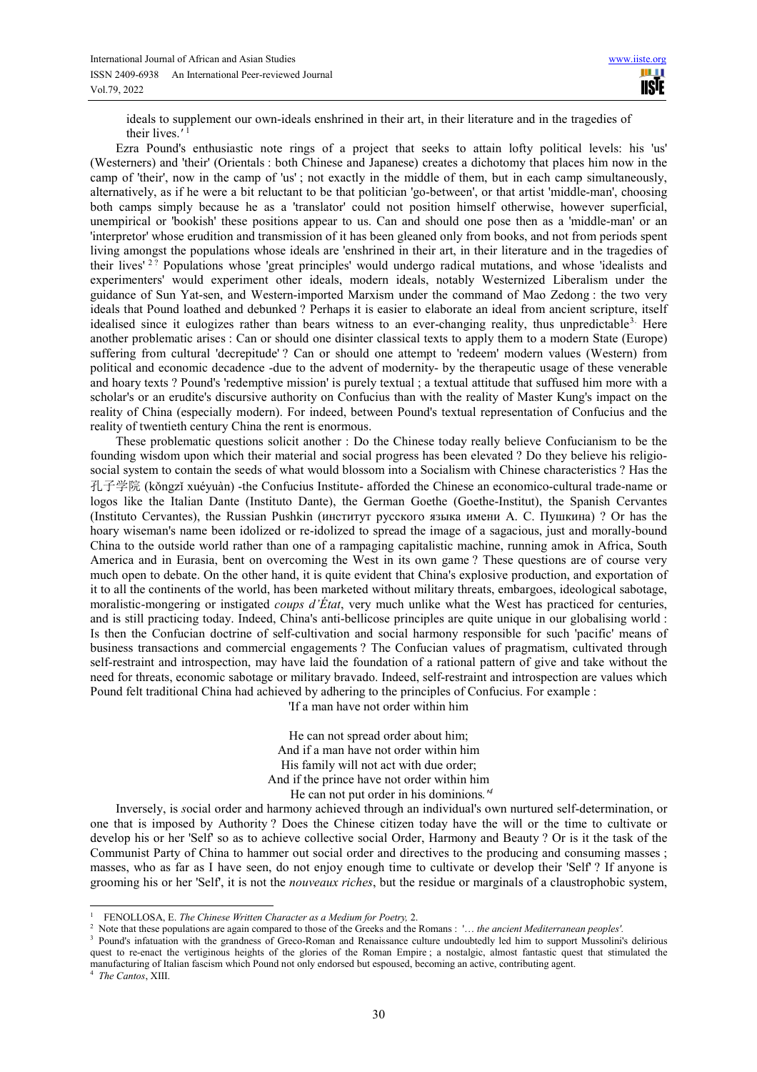ideals to supplement our own-ideals enshrined in their art, in their literature and in the tragedies of their lives.'[1]

Ezra Pound's enthusiastic note rings of a project that seeks to attain lofty political levels: his 'us' (Westerners) and 'their' (Orientals : both Chinese and Japanese) creates a dichotomy that places him now in the camp of 'their', now in the camp of 'us' ; not exactly in the middle of them, but in each camp simultaneously, alternatively, as if he were a bit reluctant to be that politician 'go-between', or that artist 'middle-man', choosing both camps simply because he as a 'translator' could not position himself otherwise, however superficial, unempirical or 'bookish' these positions appear to us. Can and should one pose then as a 'middle-man' or an 'interpretor' whose erudition and transmission of it has been gleaned only from books, and not from periods spent living amongst the populations whose ideals are 'enshrined in their art, in their literature and in the tragedies of their lives' [2] ? Populations whose 'great principles' would undergo radical mutations, and whose 'idealists and experimenters' would experiment other ideals, modern ideals, notably Westernized Liberalism under the guidance of Sun Yat-sen, and Western-imported Marxism under the command of Mao Zedong : the two very ideals that Pound loathed and debunked ? Perhaps it is easier to elaborate an ideal from ancient scripture, itself idealised since it eulogizes rather than bears witness to an ever-changing reality, thus unpredictable[3]. Here another problematic arises : Can or should one disinter classical texts to apply them to a modern State (Europe) suffering from cultural 'decrepitude' ? Can or should one attempt to 'redeem' modern values (Western) from political and economic decadence -due to the advent of modernity- by the therapeutic usage of these venerable and hoary texts ? Pound's 'redemptive mission' is purely textual ; a textual attitude that suffused him more with a scholar's or an erudite's discursive authority on Confucius than with the reality of Master Kung's impact on the reality of China (especially modern). For indeed, between Pound's textual representation of Confucius and the reality of twentieth century China the rent is enormous.

These problematic questions solicit another : Do the Chinese today really believe Confucianism to be the founding wisdom upon which their material and social progress has been elevated ? Do they believe his religio-social system to contain the seeds of what would blossom into a Socialism with Chinese characteristics ? Has the 孔子学院 (kǒngzǐ xuéyuàn) -the Confucius Institute- afforded the Chinese an economico-cultural trade-name or logos like the Italian Dante (Instituto Dante), the German Goethe (Goethe-Institut), the Spanish Cervantes (Instituto Cervantes), the Russian Pushkin (институт русского языка имени А. С. Пушкина) ? Or has the hoary wiseman's name been idolized or re-idolized to spread the image of a sagacious, just and morally-bound China to the outside world rather than one of a rampaging capitalistic machine, running amok in Africa, South America and in Eurasia, bent on overcoming the West in its own game ? These questions are of course very much open to debate. On the other hand, it is quite evident that China's explosive production, and exportation of it to all the continents of the world, has been marketed without military threats, embargoes, ideological sabotage, moralistic-mongering or instigated *coups d'État*, very much unlike what the West has practiced for centuries, and is still practicing today. Indeed, China's anti-bellicose principles are quite unique in our globalising world : Is then the Confucian doctrine of self-cultivation and social harmony responsible for such 'pacific' means of business transactions and commercial engagements ? The Confucian values of pragmatism, cultivated through self-restraint and introspection, may have laid the foundation of a rational pattern of give and take without the need for threats, economic sabotage or military bravado. Indeed, self-restraint and introspection are values which Pound felt traditional China had achieved by adhering to the principles of Confucius. For example :

'If a man have not order within him

He can not spread order about him;
And if a man have not order within him
His family will not act with due order;
And if the prince have not order within him
He can not put order in his dominions.'[4]

Inversely, is social order and harmony achieved through an individual's own nurtured self-determination, or one that is imposed by Authority ? Does the Chinese citizen today have the will or the time to cultivate or develop his or her 'Self' so as to achieve collective social Order, Harmony and Beauty ? Or is it the task of the Communist Party of China to hammer out social order and directives to the producing and consuming masses ; masses, who as far as I have seen, do not enjoy enough time to cultivate or develop their 'Self' ? If anyone is grooming his or her 'Self', it is not the *nouveaux riches*, but the residue or marginals of a claustrophobic system,

---

[1] FENOLLOSA, E. *The Chinese Written Character as a Medium for Poetry,* 2.

[2] Note that these populations are again compared to those of the Greeks and the Romans : '… *the ancient Mediterranean peoples'.*

[3] Pound's infatuation with the grandness of Greco-Roman and Renaissance culture undoubtedly led him to support Mussolini's delirious quest to re-enact the vertiginous heights of the glories of the Roman Empire ; a nostalgic, almost fantastic quest that stimulated the manufacturing of Italian fascism which Pound not only endorsed but espoused, becoming an active, contributing agent.

[4] *The Cantos*, XIII.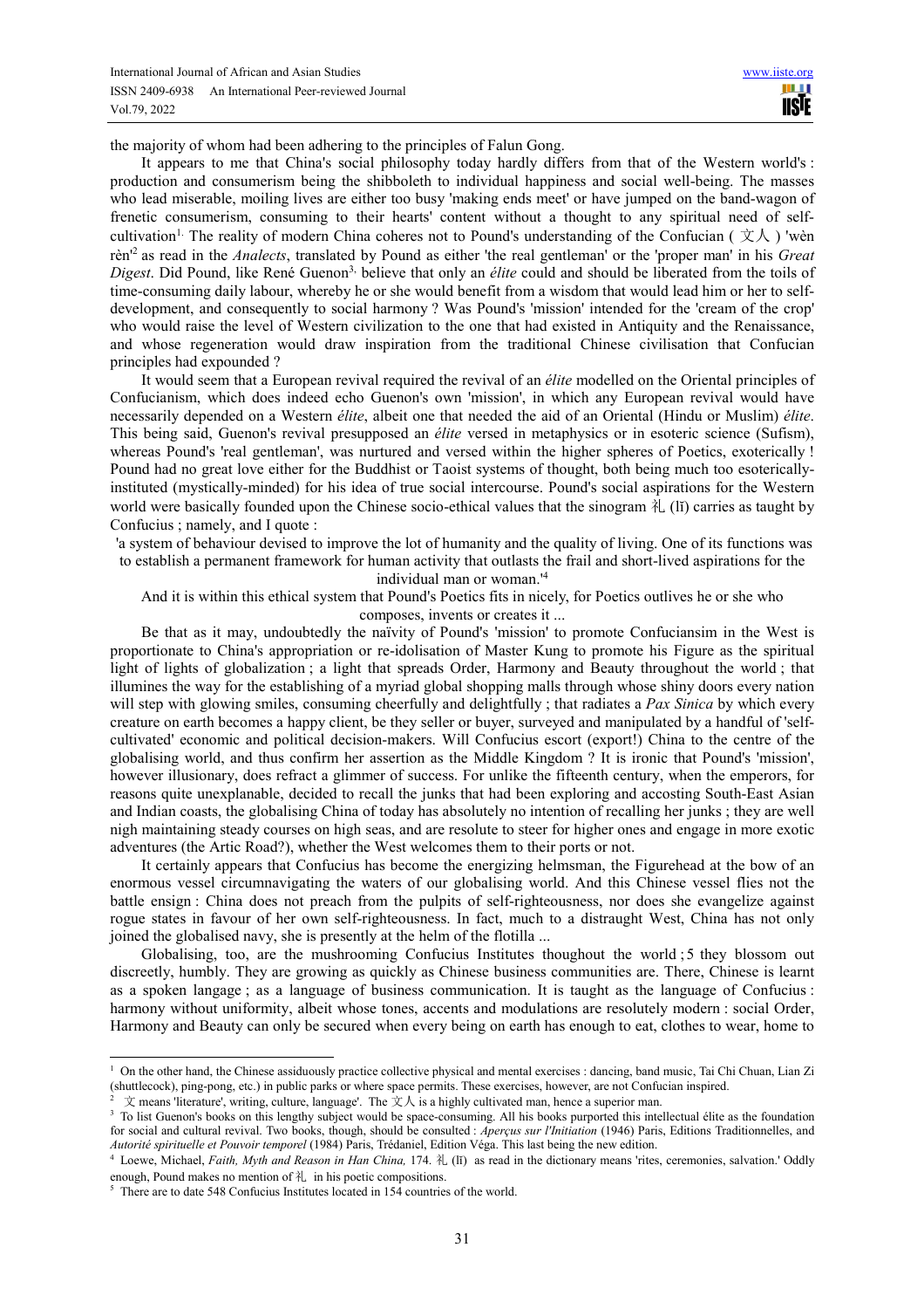the majority of whom had been adhering to the principles of Falun Gong.

It appears to me that China's social philosophy today hardly differs from that of the Western world's : production and consumerism being the shibboleth to individual happiness and social well-being. The masses who lead miserable, moiling lives are either too busy 'making ends meet' or have jumped on the band-wagon of frenetic consumerism, consuming to their hearts' content without a thought to any spiritual need of self-cultivation[1]. The reality of modern China coheres not to Pound's understanding of the Confucian ( 文人 ) 'wèn rèn'[2] as read in the *Analects*, translated by Pound as either 'the real gentleman' or the 'proper man' in his *Great Digest*. Did Pound, like René Guenon[3], believe that only an *élite* could and should be liberated from the toils of time-consuming daily labour, whereby he or she would benefit from a wisdom that would lead him or her to self-development, and consequently to social harmony ? Was Pound's 'mission' intended for the 'cream of the crop' who would raise the level of Western civilization to the one that had existed in Antiquity and the Renaissance, and whose regeneration would draw inspiration from the traditional Chinese civilisation that Confucian principles had expounded ?

It would seem that a European revival required the revival of an *élite* modelled on the Oriental principles of Confucianism, which does indeed echo Guenon's own 'mission', in which any European revival would have necessarily depended on a Western *élite*, albeit one that needed the aid of an Oriental (Hindu or Muslim) *élite*. This being said, Guenon's revival presupposed an *élite* versed in metaphysics or in esoteric science (Sufism), whereas Pound's 'real gentleman', was nurtured and versed within the higher spheres of Poetics, exoterically ! Pound had no great love either for the Buddhist or Taoist systems of thought, both being much too esoterically-instituted (mystically-minded) for his idea of true social intercourse. Pound's social aspirations for the Western world were basically founded upon the Chinese socio-ethical values that the sinogram 礼 (lī) carries as taught by Confucius ; namely, and I quote :

'a system of behaviour devised to improve the lot of humanity and the quality of living. One of its functions was to establish a permanent framework for human activity that outlasts the frail and short-lived aspirations for the individual man or woman.'[4]

And it is within this ethical system that Pound's Poetics fits in nicely, for Poetics outlives he or she who composes, invents or creates it ...

Be that as it may, undoubtedly the naïvity of Pound's 'mission' to promote Confuciansim in the West is proportionate to China's appropriation or re-idolisation of Master Kung to promote his Figure as the spiritual light of lights of globalization ; a light that spreads Order, Harmony and Beauty throughout the world ; that illumines the way for the establishing of a myriad global shopping malls through whose shiny doors every nation will step with glowing smiles, consuming cheerfully and delightfully ; that radiates a *Pax Sinica* by which every creature on earth becomes a happy client, be they seller or buyer, surveyed and manipulated by a handful of 'self-cultivated' economic and political decision-makers. Will Confucius escort (export!) China to the centre of the globalising world, and thus confirm her assertion as the Middle Kingdom ? It is ironic that Pound's 'mission', however illusionary, does refract a glimmer of success. For unlike the fifteenth century, when the emperors, for reasons quite unexplanable, decided to recall the junks that had been exploring and accosting South-East Asian and Indian coasts, the globalising China of today has absolutely no intention of recalling her junks ; they are well nigh maintaining steady courses on high seas, and are resolute to steer for higher ones and engage in more exotic adventures (the Artic Road?), whether the West welcomes them to their ports or not.

It certainly appears that Confucius has become the energizing helmsman, the Figurehead at the bow of an enormous vessel circumnavigating the waters of our globalising world. And this Chinese vessel flies not the battle ensign : China does not preach from the pulpits of self-righteousness, nor does she evangelize against rogue states in favour of her own self-righteousness. In fact, much to a distraught West, China has not only joined the globalised navy, she is presently at the helm of the flotilla ...

Globalising, too, are the mushrooming Confucius Institutes thoughout the world ; 5 they blossom out discreetly, humbly. They are growing as quickly as Chinese business communities are. There, Chinese is learnt as a spoken langage ; as a language of business communication. It is taught as the language of Confucius : harmony without uniformity, albeit whose tones, accents and modulations are resolutely modern : social Order, Harmony and Beauty can only be secured when every being on earth has enough to eat, clothes to wear, home to

---

[1] On the other hand, the Chinese assiduously practice collective physical and mental exercises : dancing, band music, Tai Chi Chuan, Lian Zi (shuttlecock), ping-pong, etc.) in public parks or where space permits. These exercises, however, are not Confucian inspired.

[2] 文 means 'literature', writing, culture, language'. The 文人 is a highly cultivated man, hence a superior man.

[3] To list Guenon's books on this lengthy subject would be space-consuming. All his books purported this intellectual élite as the foundation for social and cultural revival. Two books, though, should be consulted : *Aperçus sur l'Initiation* (1946) Paris, Editions Traditionnelles, and *Autorité spirituelle et Pouvoir temporel* (1984) Paris, Trédaniel, Edition Véga. This last being the new edition.

[4] Loewe, Michael, *Faith, Myth and Reason in Han China,* 174. 礼 (lī) as read in the dictionary means 'rites, ceremonies, salvation.' Oddly enough, Pound makes no mention of 礼 in his poetic compositions.

[5] There are to date 548 Confucius Institutes located in 154 countries of the world.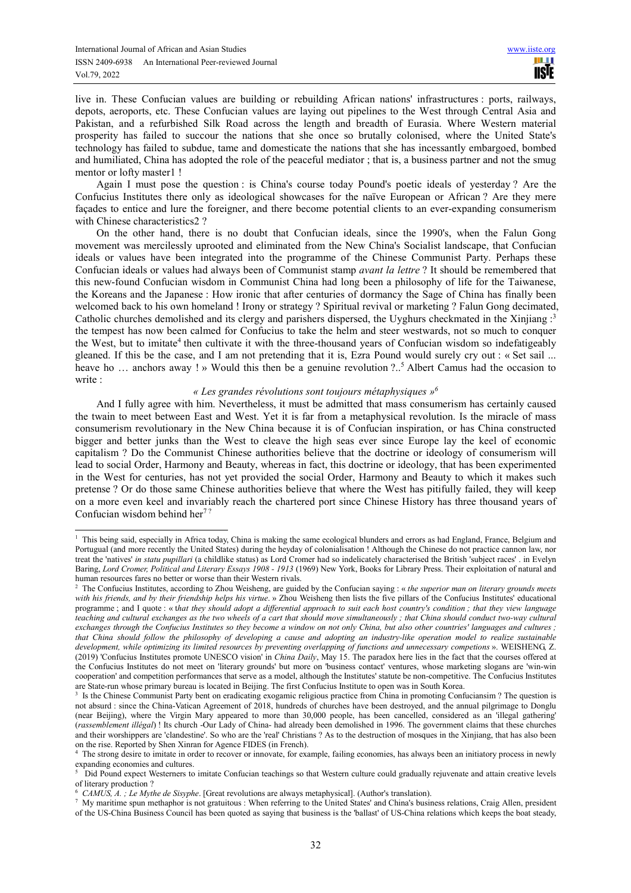live in. These Confucian values are building or rebuilding African nations' infrastructures : ports, railways, depots, aeroports, etc. These Confucian values are laying out pipelines to the West through Central Asia and Pakistan, and a refurbished Silk Road across the length and breadth of Eurasia. Where Western material prosperity has failed to succour the nations that she once so brutally colonised, where the United State's technology has failed to subdue, tame and domesticate the nations that she has incessantly embargoed, bombed and humiliated, China has adopted the role of the peaceful mediator ; that is, a business partner and not the smug mentor or lofty master1 !

Again I must pose the question : is China's course today Pound's poetic ideals of yesterday ? Are the Confucius Institutes there only as ideological showcases for the naïve European or African ? Are they mere façades to entice and lure the foreigner, and there become potential clients to an ever-expanding consumerism with Chinese characteristics2 ?

On the other hand, there is no doubt that Confucian ideals, since the 1990's, when the Falun Gong movement was mercilessly uprooted and eliminated from the New China's Socialist landscape, that Confucian ideals or values have been integrated into the programme of the Chinese Communist Party. Perhaps these Confucian ideals or values had always been of Communist stamp *avant la lettre* ? It should be remembered that this new-found Confucian wisdom in Communist China had long been a philosophy of life for the Taiwanese, the Koreans and the Japanese : How ironic that after centuries of dormancy the Sage of China has finally been welcomed back to his own homeland ! Irony or strategy ? Spiritual revival or marketing ? Falun Gong decimated, Catholic churches demolished and its clergy and parishers dispersed, the Uyghurs checkmated in the Xinjiang :[3] the tempest has now been calmed for Confucius to take the helm and steer westwards, not so much to conquer the West, but to imitate[4] then cultivate it with the three-thousand years of Confucian wisdom so indefatigeably gleaned. If this be the case, and I am not pretending that it is, Ezra Pound would surely cry out : « Set sail ... heave ho … anchors away ! » Would this then be a genuine revolution ?..[5] Albert Camus had the occasion to write :

*« Les grandes révolutions sont toujours métaphysiques »*[6]

And I fully agree with him. Nevertheless, it must be admitted that mass consumerism has certainly caused the twain to meet between East and West. Yet it is far from a metaphysical revolution. Is the miracle of mass consumerism revolutionary in the New China because it is of Confucian inspiration, or has China constructed bigger and better junks than the West to cleave the high seas ever since Europe lay the keel of economic capitalism ? Do the Communist Chinese authorities believe that the doctrine or ideology of consumerism will lead to social Order, Harmony and Beauty, whereas in fact, this doctrine or ideology, that has been experimented in the West for centuries, has not yet provided the social Order, Harmony and Beauty to which it makes such pretense ? Or do those same Chinese authorities believe that where the West has pitifully failed, they will keep on a more even keel and invariably reach the chartered port since Chinese History has three thousand years of Confucian wisdom behind her[7] ?

---

[1] This being said, especially in Africa today, China is making the same ecological blunders and errors as had England, France, Belgium and Portugual (and more recently the United States) during the heyday of colonialisation ! Although the Chinese do not practice cannon law, nor treat the 'natives' *in statu pupillari* (a childlike status) as Lord Cromer had so indelicately characterised the British 'subject races' . in Evelyn Baring, *Lord Cromer, Political and Literary Essays 1908 - 1913* (1969) New York, Books for Library Press. Their exploitation of natural and human resources fares no better or worse than their Western rivals.

[2] The Confucius Institutes, according to Zhou Weisheng, are guided by the Confucian saying : « *the superior man on literary grounds meets with his friends, and by their friendship helps his virtue*. » Zhou Weisheng then lists the five pillars of the Confucius Institutes' educational programme ; and I quote : « *that they should adopt a differential approach to suit each host country's condition ; that they view language teaching and cultural exchanges as the two wheels of a cart that should move simultaneously ; that China should conduct two-way cultural exchanges through the Confucius Institutes so they become a window on not only China, but also other countries' languages and cultures ; that China should follow the philosophy of developing a cause and adopting an industry-like operation model to realize sustainable development, while optimizing its limited resources by preventing overlapping of functions and unnecessary competions* ». WEISHENG, Z. (2019) 'Confucius Institutes promote UNESCO vision' in *China Daily*, May 15. The paradox here lies in the fact that the courses offered at the Confucius Institutes do not meet on 'literary grounds' but more on 'business contact' ventures, whose marketing slogans are 'win-win cooperation' and competition performances that serve as a model, although the Institutes' statute be non-competitive. The Confucius Institutes are State-run whose primary bureau is located in Beijing. The first Confucius Institute to open was in South Korea.

[3] Is the Chinese Communist Party bent on eradicating exogamic religious practice from China in promoting Confuciansim ? The question is not absurd : since the China-Vatican Agreement of 2018, hundreds of churches have been destroyed, and the annual pilgrimage to Donglu (near Beijing), where the Virgin Mary appeared to more than 30,000 people, has been cancelled, considered as an 'illegal gathering' (*rassemblement illégal*) ! Its church -Our Lady of China- had already been demolished in 1996. The government claims that these churches and their worshippers are 'clandestine'. So who are the 'real' Christians ? As to the destruction of mosques in the Xinjiang, that has also been on the rise. Reported by Shen Xinran for Agence FIDES (in French).

[4] The strong desire to imitate in order to recover or innovate, for example, failing economies, has always been an initiatory process in newly expanding economies and cultures.

[5] Did Pound expect Westerners to imitate Confucian teachings so that Western culture could gradually rejuvenate and attain creative levels of literary production ?

[6] *CAMUS, A. ; Le Mythe de Sisyphe*. [Great revolutions are always metaphysical]. (Author's translation).

[7] My maritime spun methaphor is not gratuitous : When referring to the United States' and China's business relations, Craig Allen, president of the US-China Business Council has been quoted as saying that business is the 'ballast' of US-China relations which keeps the boat steady,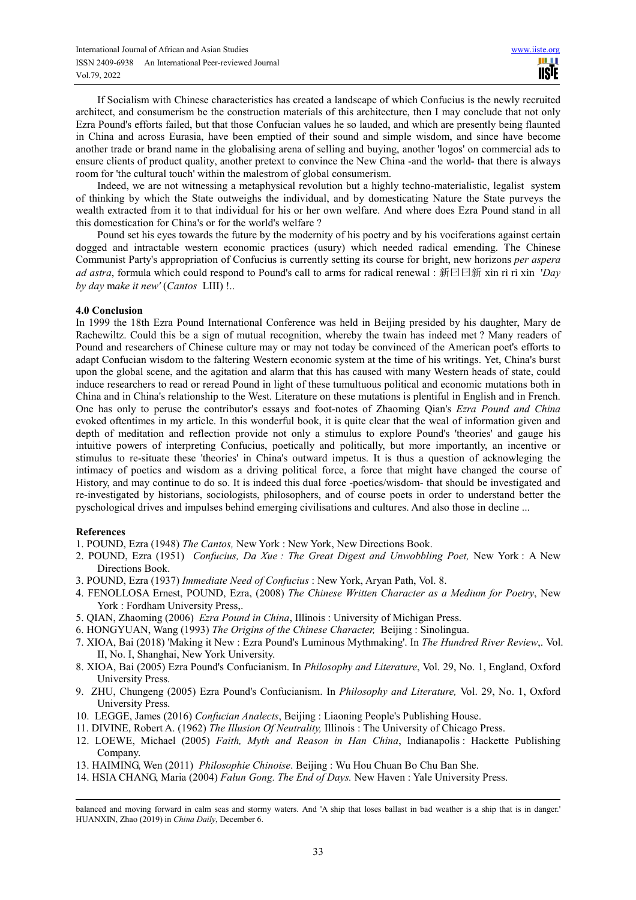If Socialism with Chinese characteristics has created a landscape of which Confucius is the newly recruited architect, and consumerism be the construction materials of this architecture, then I may conclude that not only Ezra Pound's efforts failed, but that those Confucian values he so lauded, and which are presently being flaunted in China and across Eurasia, have been emptied of their sound and simple wisdom, and since have become another trade or brand name in the globalising arena of selling and buying, another 'logos' on commercial ads to ensure clients of product quality, another pretext to convince the New China -and the world- that there is always room for 'the cultural touch' within the malestrom of global consumerism.

Indeed, we are not witnessing a metaphysical revolution but a highly techno-materialistic, legalist system of thinking by which the State outweighs the individual, and by domesticating Nature the State purveys the wealth extracted from it to that individual for his or her own welfare. And where does Ezra Pound stand in all this domestication for China's or for the world's welfare ?

Pound set his eyes towards the future by the modernity of his poetry and by his vociferations against certain dogged and intractable western economic practices (usury) which needed radical emending. The Chinese Communist Party's appropriation of Confucius is currently setting its course for bright, new horizons *per aspera ad astra*, formula which could respond to Pound's call to arms for radical renewal : 新曰曰新 xìn rì rì xìn *'Day by day make it new'* (*Cantos* LIII) !..

### 4.0 Conclusion

In 1999 the 18th Ezra Pound International Conference was held in Beijing presided by his daughter, Mary de Rachewiltz. Could this be a sign of mutual recognition, whereby the twain has indeed met ? Many readers of Pound and researchers of Chinese culture may or may not today be convinced of the American poet's efforts to adapt Confucian wisdom to the faltering Western economic system at the time of his writings. Yet, China's burst upon the global scene, and the agitation and alarm that this has caused with many Western heads of state, could induce researchers to read or reread Pound in light of these tumultuous political and economic mutations both in China and in China's relationship to the West. Literature on these mutations is plentiful in English and in French. One has only to peruse the contributor's essays and foot-notes of Zhaoming Qian's *Ezra Pound and China* evoked oftentimes in my article. In this wonderful book, it is quite clear that the weal of information given and depth of meditation and reflection provide not only a stimulus to explore Pound's 'theories' and gauge his intuitive powers of interpreting Confucius, poetically and politically, but more importantly, an incentive or stimulus to re-situate these 'theories' in China's outward impetus. It is thus a question of acknowleging the intimacy of poetics and wisdom as a driving political force, a force that might have changed the course of History, and may continue to do so. It is indeed this dual force -poetics/wisdom- that should be investigated and re-investigated by historians, sociologists, philosophers, and of course poets in order to understand better the pyschological drives and impulses behind emerging civilisations and cultures. And also those in decline ...

### References

1. POUND, Ezra (1948) *The Cantos,* New York : New York, New Directions Book.
2. POUND, Ezra (1951) *Confucius, Da Xue : The Great Digest and Unwobbling Poet,* New York : A New Directions Book.
3. POUND, Ezra (1937) *Immediate Need of Confucius* : New York, Aryan Path, Vol. 8.
4. FENOLLOSA Ernest, POUND, Ezra, (2008) *The Chinese Written Character as a Medium for Poetry*, New York : Fordham University Press,.
5. QIAN, Zhaoming (2006) *Ezra Pound in China*, Illinois : University of Michigan Press.
6. HONGYUAN, Wang (1993) *The Origins of the Chinese Character,* Beijing : Sinolingua.
7. XIOA, Bai (2018) 'Making it New : Ezra Pound's Luminous Mythmaking'. In *The Hundred River Review*,. Vol. II, No. I, Shanghai, New York University.
8. XIOA, Bai (2005) Ezra Pound's Confucianism. In *Philosophy and Literature*, Vol. 29, No. 1, England, Oxford University Press.
9. ZHU, Chungeng (2005) Ezra Pound's Confucianism. In *Philosophy and Literature,* Vol. 29, No. 1, Oxford University Press.
10. LEGGE, James (2016) *Confucian Analects*, Beijing : Liaoning People's Publishing House.
11. DIVINE, Robert A. (1962) *The Illusion Of Neutrality,* Illinois : The University of Chicago Press.
12. LOEWE, Michael (2005) *Faith, Myth and Reason in Han China*, Indianapolis : Hackette Publishing Company.
13. HAIMING, Wen (2011) *Philosophie Chinoise*. Beijing : Wu Hou Chuan Bo Chu Ban She.
14. HSIA CHANG, Maria (2004) *Falun Gong. The End of Days.* New Haven : Yale University Press.

---

balanced and moving forward in calm seas and stormy waters. And 'A ship that loses ballast in bad weather is a ship that is in danger.' HUANXIN, Zhao (2019) in *China Daily*, December 6.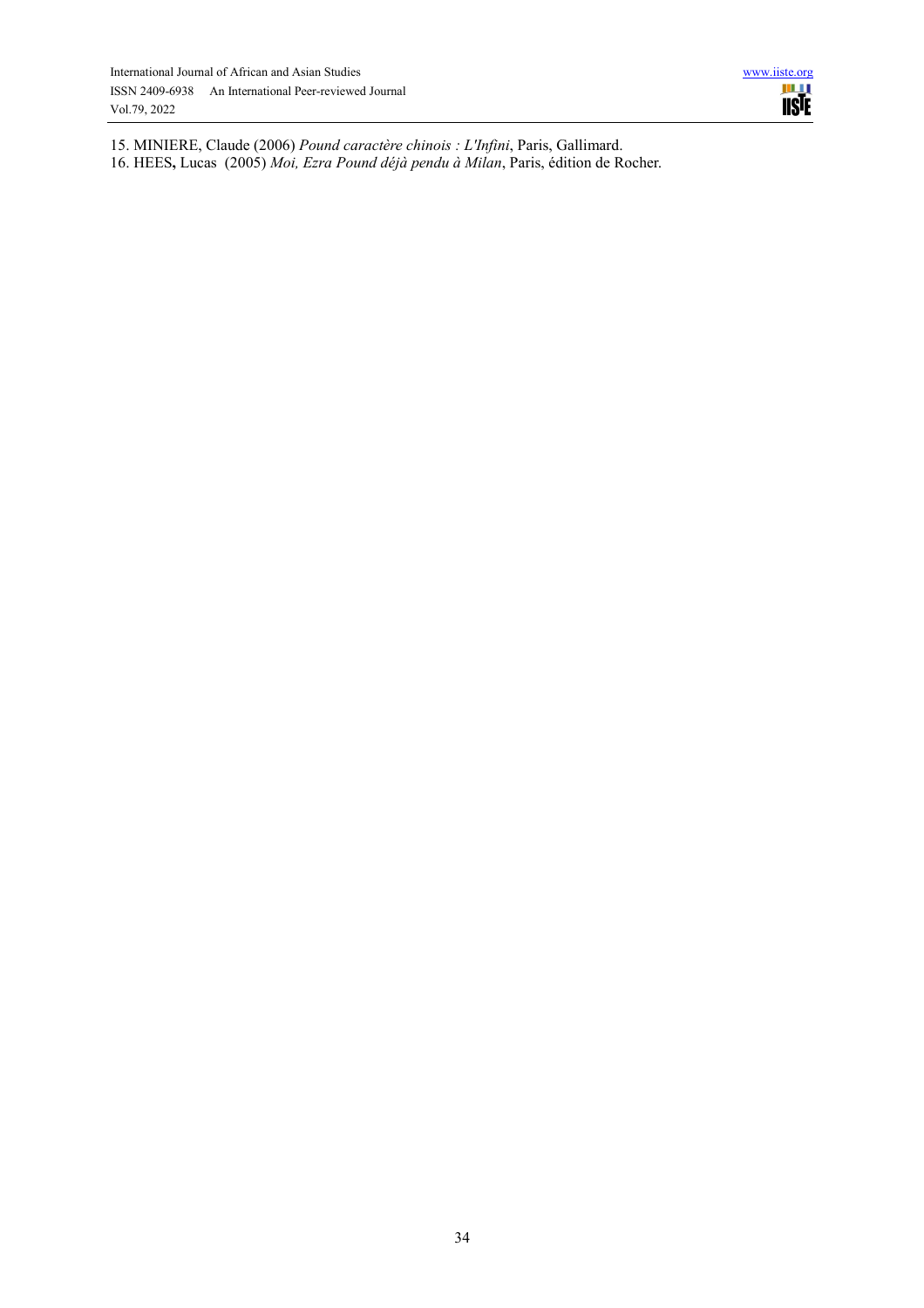15. MINIERE, Claude (2006) *Pound caractère chinois : L'Infini*, Paris, Gallimard.
16. HEES**,** Lucas (2005) *Moi, Ezra Pound déjà pendu à Milan*, Paris, édition de Rocher.